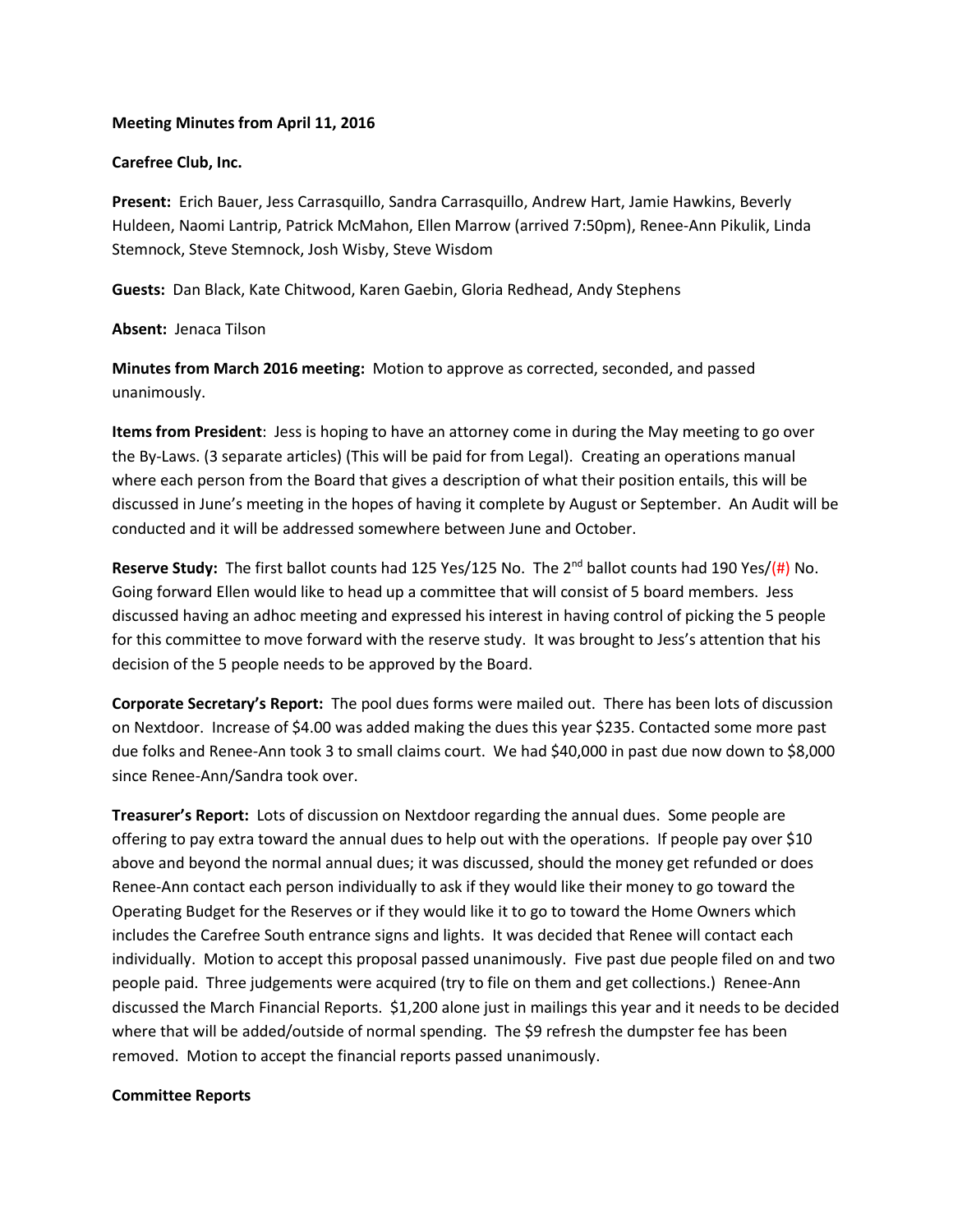**Meeting Minutes from April 11, 2016**

**Carefree Club, Inc.**

**Present:** Erich Bauer, Jess Carrasquillo, Sandra Carrasquillo, Andrew Hart, Jamie Hawkins, Beverly Huldeen, Naomi Lantrip, Patrick McMahon, Ellen Marrow (arrived 7:50pm), Renee-Ann Pikulik, Linda Stemnock, Steve Stemnock, Josh Wisby, Steve Wisdom

**Guests:** Dan Black, Kate Chitwood, Karen Gaebin, Gloria Redhead, Andy Stephens

**Absent:** Jenaca Tilson

**Minutes from March 2016 meeting:** Motion to approve as corrected, seconded, and passed unanimously.

**Items from President**: Jess is hoping to have an attorney come in during the May meeting to go over the By-Laws. (3 separate articles) (This will be paid for from Legal). Creating an operations manual where each person from the Board that gives a description of what their position entails, this will be discussed in June's meeting in the hopes of having it complete by August or September. An Audit will be conducted and it will be addressed somewhere between June and October.

**Reserve Study:** The first ballot counts had 125 Yes/125 No. The 2nd ballot counts had 190 Yes/(#) No. Going forward Ellen would like to head up a committee that will consist of 5 board members. Jess discussed having an adhoc meeting and expressed his interest in having control of picking the 5 people for this committee to move forward with the reserve study. It was brought to Jess's attention that his decision of the 5 people needs to be approved by the Board.

**Corporate Secretary's Report:** The pool dues forms were mailed out. There has been lots of discussion on Nextdoor. Increase of $4.00 was added making the dues this year $235. Contacted some more past due folks and Renee-Ann took 3 to small claims court. We had $40,000 in past due now down to $8,000 since Renee-Ann/Sandra took over.

**Treasurer's Report:** Lots of discussion on Nextdoor regarding the annual dues. Some people are offering to pay extra toward the annual dues to help out with the operations. If people pay over $10 above and beyond the normal annual dues; it was discussed, should the money get refunded or does Renee-Ann contact each person individually to ask if they would like their money to go toward the Operating Budget for the Reserves or if they would like it to go to toward the Home Owners which includes the Carefree South entrance signs and lights. It was decided that Renee will contact each individually. Motion to accept this proposal passed unanimously. Five past due people filed on and two people paid. Three judgements were acquired (try to file on them and get collections.) Renee-Ann discussed the March Financial Reports. $1,200 alone just in mailings this year and it needs to be decided where that will be added/outside of normal spending. The $9 refresh the dumpster fee has been removed. Motion to accept the financial reports passed unanimously.

**Committee Reports**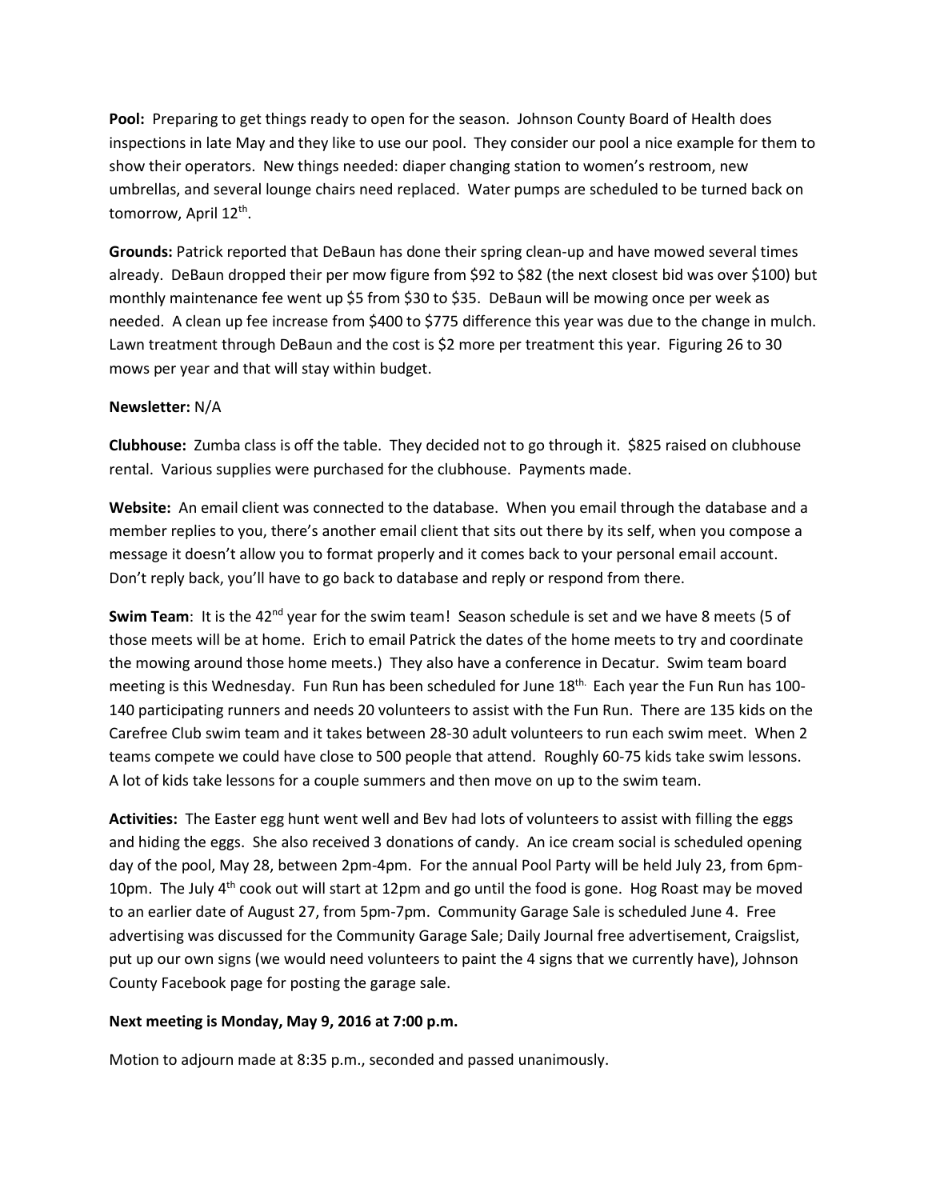**Pool:** Preparing to get things ready to open for the season. Johnson County Board of Health does inspections in late May and they like to use our pool. They consider our pool a nice example for them to show their operators. New things needed: diaper changing station to women's restroom, new umbrellas, and several lounge chairs need replaced. Water pumps are scheduled to be turned back on tomorrow, April 12th.

**Grounds:** Patrick reported that DeBaun has done their spring clean-up and have mowed several times already. DeBaun dropped their per mow figure from $92 to $82 (the next closest bid was over $100) but monthly maintenance fee went up $5 from $30 to $35. DeBaun will be mowing once per week as needed. A clean up fee increase from $400 to $775 difference this year was due to the change in mulch. Lawn treatment through DeBaun and the cost is $2 more per treatment this year. Figuring 26 to 30 mows per year and that will stay within budget.

**Newsletter:** N/A

**Clubhouse:** Zumba class is off the table. They decided not to go through it. $825 raised on clubhouse rental. Various supplies were purchased for the clubhouse. Payments made.

**Website:** An email client was connected to the database. When you email through the database and a member replies to you, there's another email client that sits out there by its self, when you compose a message it doesn't allow you to format properly and it comes back to your personal email account. Don't reply back, you'll have to go back to database and reply or respond from there.

**Swim Team**: It is the 42nd year for the swim team! Season schedule is set and we have 8 meets (5 of those meets will be at home. Erich to email Patrick the dates of the home meets to try and coordinate the mowing around those home meets.) They also have a conference in Decatur. Swim team board meeting is this Wednesday. Fun Run has been scheduled for June 18th. Each year the Fun Run has 100-140 participating runners and needs 20 volunteers to assist with the Fun Run. There are 135 kids on the Carefree Club swim team and it takes between 28-30 adult volunteers to run each swim meet. When 2 teams compete we could have close to 500 people that attend. Roughly 60-75 kids take swim lessons. A lot of kids take lessons for a couple summers and then move on up to the swim team.

**Activities:** The Easter egg hunt went well and Bev had lots of volunteers to assist with filling the eggs and hiding the eggs. She also received 3 donations of candy. An ice cream social is scheduled opening day of the pool, May 28, between 2pm-4pm. For the annual Pool Party will be held July 23, from 6pm-10pm. The July 4th cook out will start at 12pm and go until the food is gone. Hog Roast may be moved to an earlier date of August 27, from 5pm-7pm. Community Garage Sale is scheduled June 4. Free advertising was discussed for the Community Garage Sale; Daily Journal free advertisement, Craigslist, put up our own signs (we would need volunteers to paint the 4 signs that we currently have), Johnson County Facebook page for posting the garage sale.

**Next meeting is Monday, May 9, 2016 at 7:00 p.m.**

Motion to adjourn made at 8:35 p.m., seconded and passed unanimously.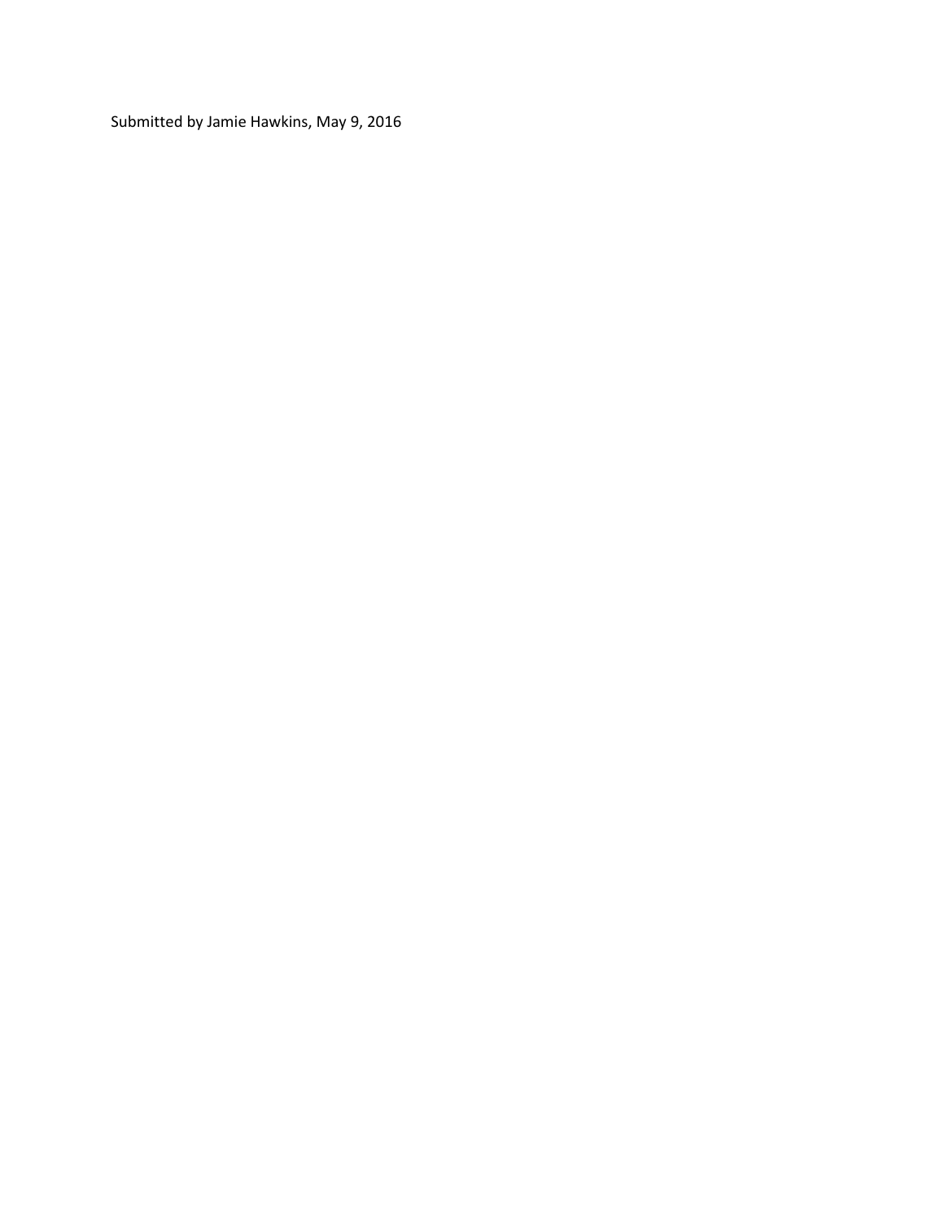Submitted by Jamie Hawkins, May 9, 2016